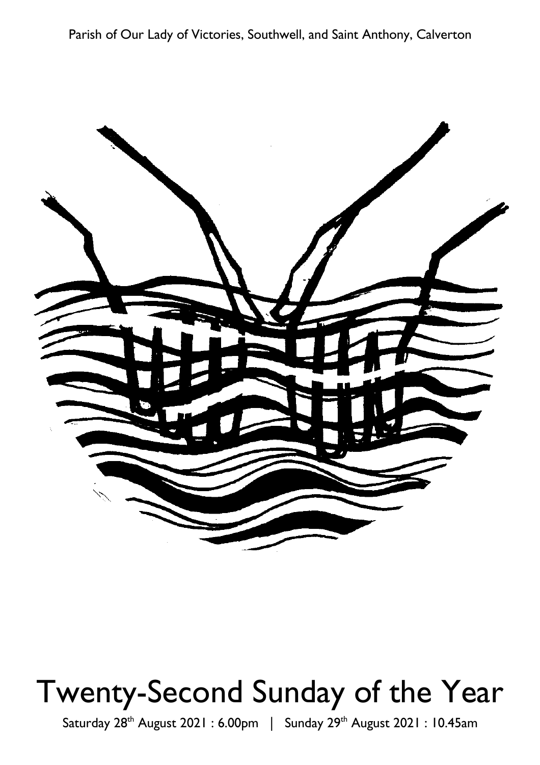Parish of Our Lady of Victories, Southwell, and Saint Anthony, Calverton

# Twenty-Second Sunday of the Year

Saturday 28th August 2021 : 6.00pm | Sunday 29th August 2021 : 10.45am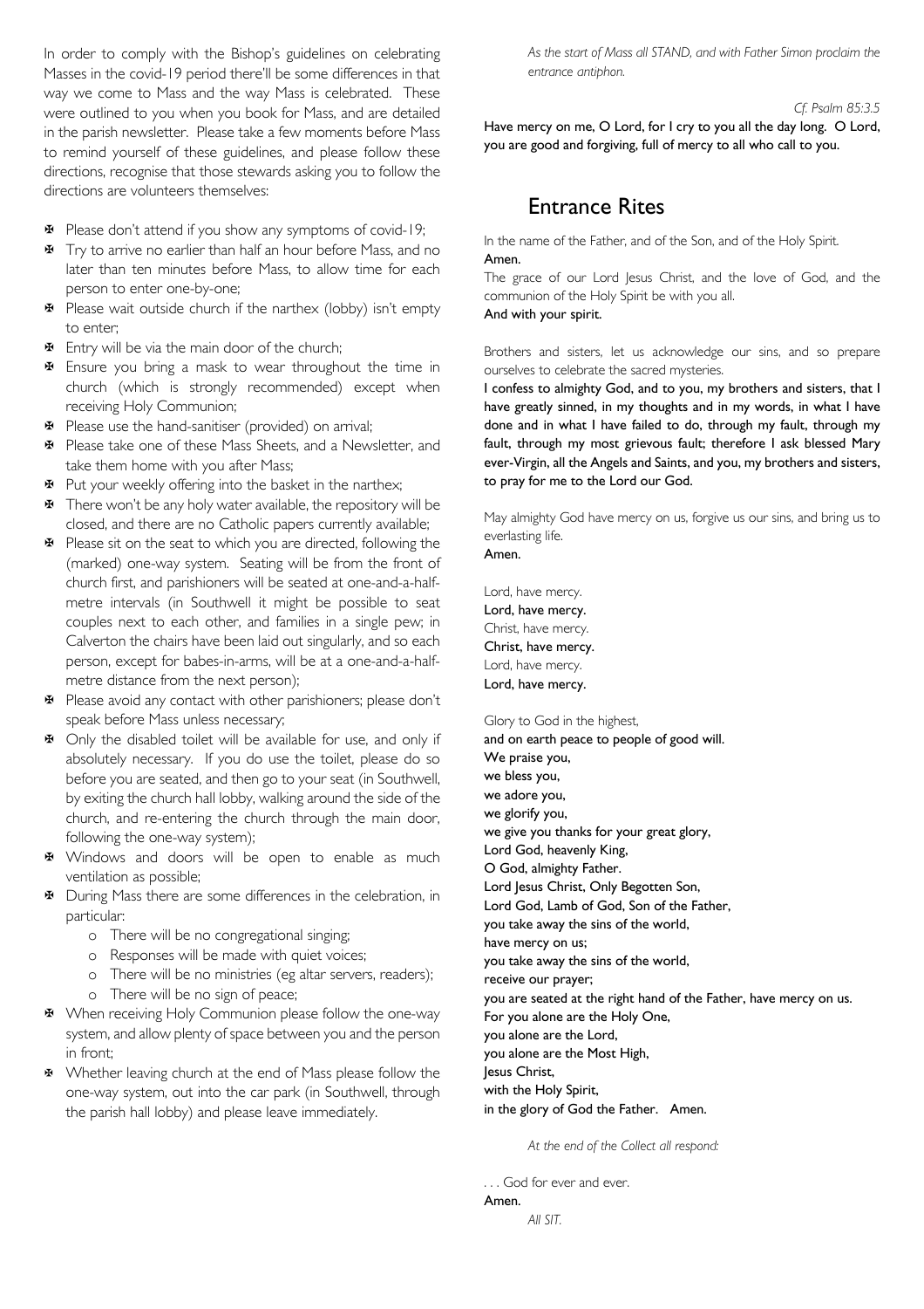In order to comply with the Bishop's guidelines on celebrating Masses in the covid-19 period there'll be some differences in that way we come to Mass and the way Mass is celebrated. These were outlined to you when you book for Mass, and are detailed in the parish newsletter. Please take a few moments before Mass to remind yourself of these guidelines, and please follow these directions, recognise that those stewards asking you to follow the directions are volunteers themselves:

- Please don't attend if you show any symptoms of covid-19;
- Try to arrive no earlier than half an hour before Mass, and no later than ten minutes before Mass, to allow time for each person to enter one-by-one;
- Please wait outside church if the narthex (lobby) isn't empty to enter;
- Entry will be via the main door of the church;
- Ensure you bring a mask to wear throughout the time in church (which is strongly recommended) except when receiving Holy Communion;
- Please use the hand-sanitiser (provided) on arrival;
- Please take one of these Mass Sheets, and a Newsletter, and take them home with you after Mass;
- Put your weekly offering into the basket in the narthex;
- There won't be any holy water available, the repository will be closed, and there are no Catholic papers currently available;
- Please sit on the seat to which you are directed, following the (marked) one-way system. Seating will be from the front of church first, and parishioners will be seated at one-and-a-half-metre intervals (in Southwell it might be possible to seat couples next to each other, and families in a single pew; in Calverton the chairs have been laid out singularly, and so each person, except for babes-in-arms, will be at a one-and-a-half-metre distance from the next person);
- Please avoid any contact with other parishioners; please don't speak before Mass unless necessary;
- Only the disabled toilet will be available for use, and only if absolutely necessary. If you do use the toilet, please do so before you are seated, and then go to your seat (in Southwell, by exiting the church hall lobby, walking around the side of the church, and re-entering the church through the main door, following the one-way system);
- Windows and doors will be open to enable as much ventilation as possible;
- During Mass there are some differences in the celebration, in particular:
  - There will be no congregational singing;
  - Responses will be made with quiet voices;
  - There will be no ministries (eg altar servers, readers);
  - There will be no sign of peace;
- When receiving Holy Communion please follow the one-way system, and allow plenty of space between you and the person in front;
- Whether leaving church at the end of Mass please follow the one-way system, out into the car park (in Southwell, through the parish hall lobby) and please leave immediately.

*As the start of Mass all STAND, and with Father Simon proclaim the entrance antiphon.*

*Cf. Psalm 85:3.5*

**Have mercy on me, O Lord, for I cry to you all the day long. O Lord, you are good and forgiving, full of mercy to all who call to you.**

## Entrance Rites

In the name of the Father, and of the Son, and of the Holy Spirit.
**Amen.**
The grace of our Lord Jesus Christ, and the love of God, and the communion of the Holy Spirit be with you all.
**And with your spirit.**

Brothers and sisters, let us acknowledge our sins, and so prepare ourselves to celebrate the sacred mysteries.
**I confess to almighty God, and to you, my brothers and sisters, that I have greatly sinned, in my thoughts and in my words, in what I have done and in what I have failed to do, through my fault, through my fault, through my most grievous fault; therefore I ask blessed Mary ever-Virgin, all the Angels and Saints, and you, my brothers and sisters, to pray for me to the Lord our God.**

May almighty God have mercy on us, forgive us our sins, and bring us to everlasting life.
**Amen.**

Lord, have mercy.
**Lord, have mercy.**
Christ, have mercy.
**Christ, have mercy.**
Lord, have mercy.
**Lord, have mercy.**

Glory to God in the highest,
**and on earth peace to people of good will.
We praise you,
we bless you,
we adore you,
we glorify you,
we give you thanks for your great glory,
Lord God, heavenly King,
O God, almighty Father.
Lord Jesus Christ, Only Begotten Son,
Lord God, Lamb of God, Son of the Father,
you take away the sins of the world,
have mercy on us;
you take away the sins of the world,
receive our prayer;
you are seated at the right hand of the Father, have mercy on us.
For you alone are the Holy One,
you alone are the Lord,
you alone are the Most High,
Jesus Christ,
with the Holy Spirit,
in the glory of God the Father. Amen.**

*At the end of the Collect all respond:*

. . . God for ever and ever.
**Amen.**
*All SIT.*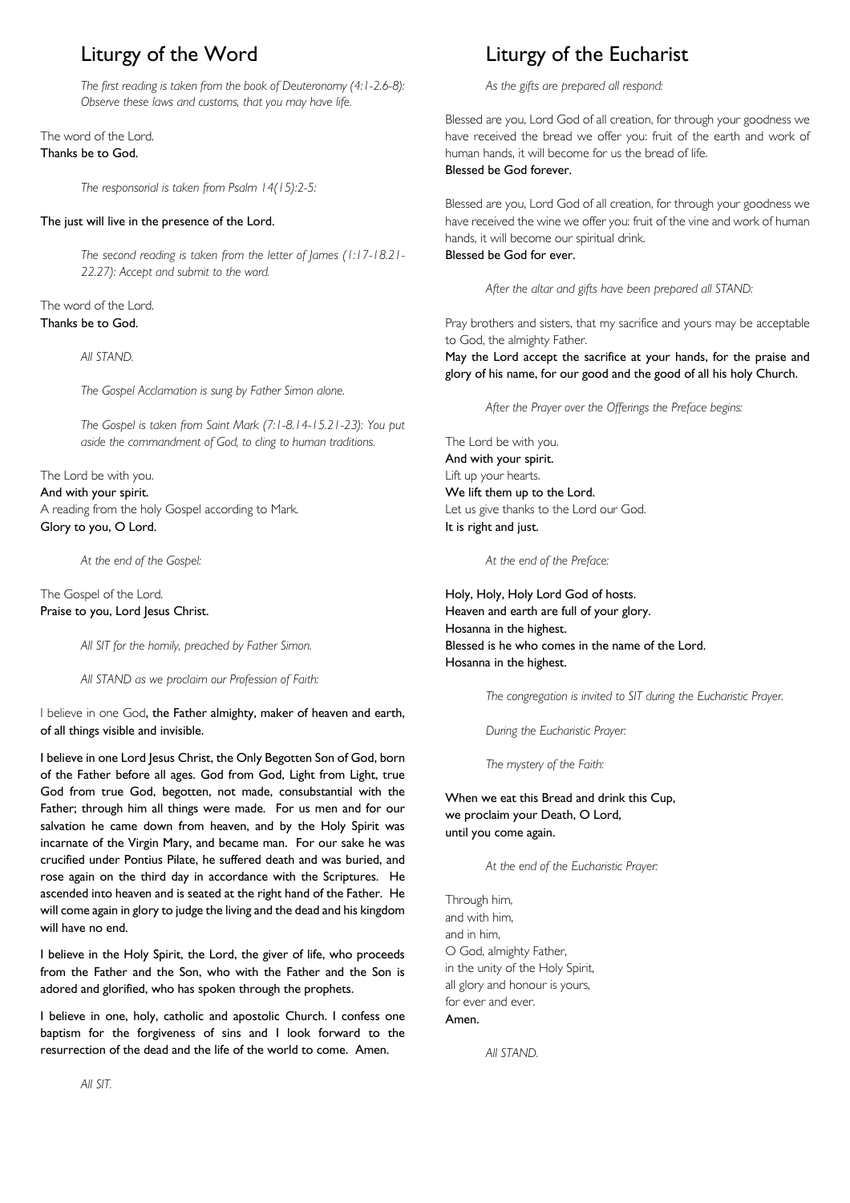# Liturgy of the Word

*The first reading is taken from the book of Deuteronomy (4:1-2.6-8): Observe these laws and customs, that you may have life.*

The word of the Lord.
**Thanks be to God.**

*The responsorial is taken from Psalm 14(15):2-5:*

**The just will live in the presence of the Lord.**

*The second reading is taken from the letter of James (1:17-18.21-22.27): Accept and submit to the word.*

The word of the Lord.
**Thanks be to God.**

*All STAND.*

*The Gospel Acclamation is sung by Father Simon alone.*

*The Gospel is taken from Saint Mark (7:1-8.14-15.21-23): You put aside the commandment of God, to cling to human traditions.*

The Lord be with you.
**And with your spirit.**
A reading from the holy Gospel according to Mark.
**Glory to you, O Lord.**

*At the end of the Gospel:*

The Gospel of the Lord.
**Praise to you, Lord Jesus Christ.**

*All SIT for the homily, preached by Father Simon.*

*All STAND as we proclaim our Profession of Faith:*

I believe in one God, **the Father almighty, maker of heaven and earth, of all things visible and invisible.**

**I believe in one Lord Jesus Christ, the Only Begotten Son of God, born of the Father before all ages. God from God, Light from Light, true God from true God, begotten, not made, consubstantial with the Father; through him all things were made. For us men and for our salvation he came down from heaven, and by the Holy Spirit was incarnate of the Virgin Mary, and became man. For our sake he was crucified under Pontius Pilate, he suffered death and was buried, and rose again on the third day in accordance with the Scriptures. He ascended into heaven and is seated at the right hand of the Father. He will come again in glory to judge the living and the dead and his kingdom will have no end.**

**I believe in the Holy Spirit, the Lord, the giver of life, who proceeds from the Father and the Son, who with the Father and the Son is adored and glorified, who has spoken through the prophets.**

**I believe in one, holy, catholic and apostolic Church. I confess one baptism for the forgiveness of sins and I look forward to the resurrection of the dead and the life of the world to come. Amen.**

*All SIT.*

# Liturgy of the Eucharist

*As the gifts are prepared all respond:*

Blessed are you, Lord God of all creation, for through your goodness we have received the bread we offer you: fruit of the earth and work of human hands, it will become for us the bread of life.
**Blessed be God forever.**

Blessed are you, Lord God of all creation, for through your goodness we have received the wine we offer you: fruit of the vine and work of human hands, it will become our spiritual drink.
**Blessed be God for ever.**

*After the altar and gifts have been prepared all STAND:*

Pray brothers and sisters, that my sacrifice and yours may be acceptable to God, the almighty Father.
**May the Lord accept the sacrifice at your hands, for the praise and glory of his name, for our good and the good of all his holy Church.**

*After the Prayer over the Offerings the Preface begins:*

The Lord be with you.
**And with your spirit.**
Lift up your hearts.
**We lift them up to the Lord.**
Let us give thanks to the Lord our God.
**It is right and just.**

*At the end of the Preface:*

**Holy, Holy, Holy Lord God of hosts.**
**Heaven and earth are full of your glory.**
**Hosanna in the highest.**
**Blessed is he who comes in the name of the Lord.**
**Hosanna in the highest.**

*The congregation is invited to SIT during the Eucharistic Prayer.*

*During the Eucharistic Prayer:*

*The mystery of the Faith:*

**When we eat this Bread and drink this Cup,**
**we proclaim your Death, O Lord,**
**until you come again.**

*At the end of the Eucharistic Prayer:*

Through him,
and with him,
and in him,
O God, almighty Father,
in the unity of the Holy Spirit,
all glory and honour is yours,
for ever and ever.
**Amen.**

*All STAND.*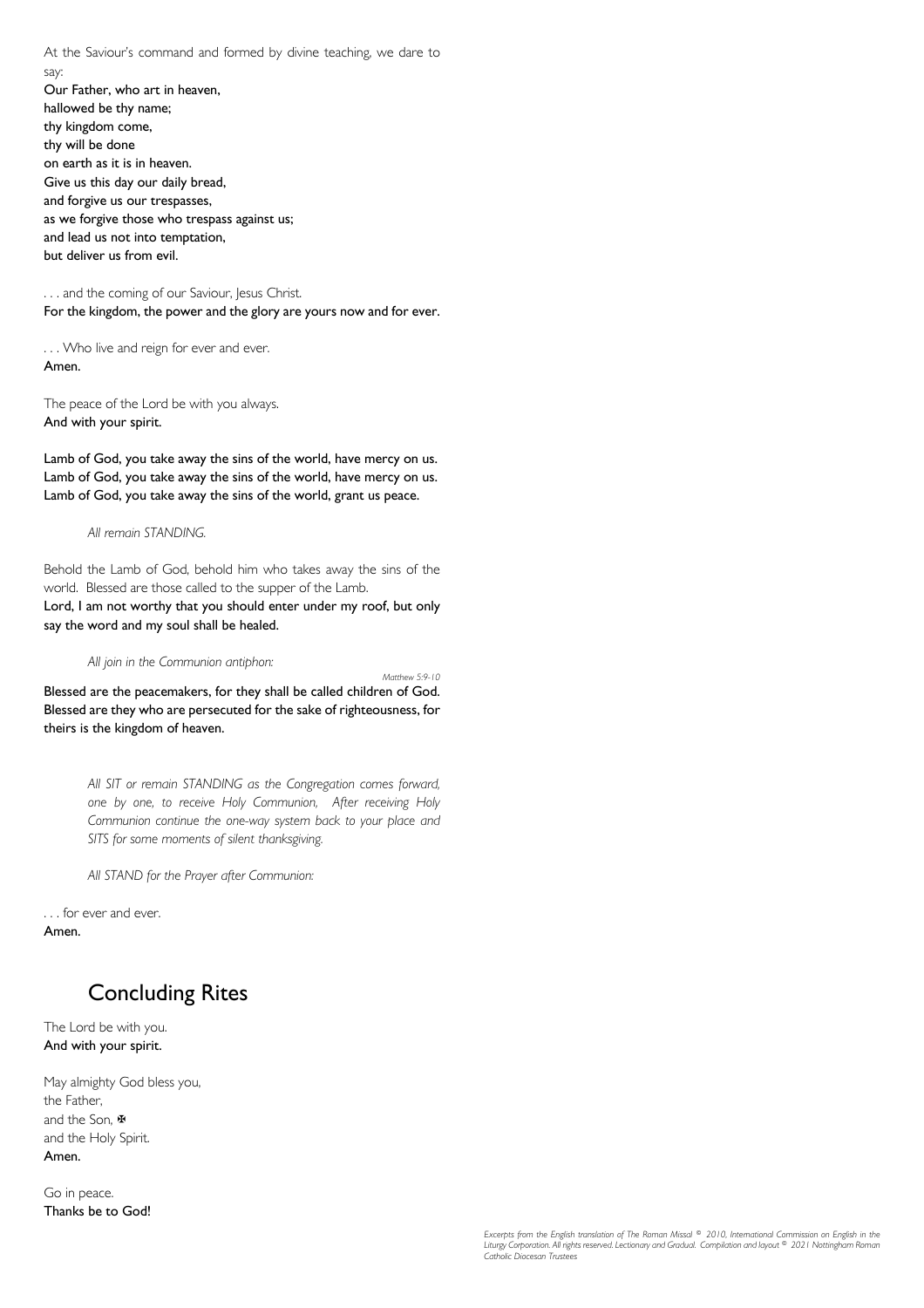At the Saviour's command and formed by divine teaching, we dare to say:

**Our Father, who art in heaven,**
**hallowed be thy name;**
**thy kingdom come,**
**thy will be done**
**on earth as it is in heaven.**
**Give us this day our daily bread,**
**and forgive us our trespasses,**
**as we forgive those who trespass against us;**
**and lead us not into temptation,**
**but deliver us from evil.**

. . . and the coming of our Saviour, Jesus Christ.
**For the kingdom, the power and the glory are yours now and for ever.**

. . . Who live and reign for ever and ever.
**Amen.**

The peace of the Lord be with you always.
**And with your spirit.**

**Lamb of God, you take away the sins of the world, have mercy on us.**
**Lamb of God, you take away the sins of the world, have mercy on us.**
**Lamb of God, you take away the sins of the world, grant us peace.**

*All remain STANDING.*

Behold the Lamb of God, behold him who takes away the sins of the world. Blessed are those called to the supper of the Lamb.
**Lord, I am not worthy that you should enter under my roof, but only say the word and my soul shall be healed.**

*All join in the Communion antiphon:*

*Matthew 5:9-10*

**Blessed are the peacemakers, for they shall be called children of God. Blessed are they who are persecuted for the sake of righteousness, for theirs is the kingdom of heaven.**

*All SIT or remain STANDING as the Congregation comes forward, one by one, to receive Holy Communion, After receiving Holy Communion continue the one-way system back to your place and SITS for some moments of silent thanksgiving.*

*All STAND for the Prayer after Communion:*

. . . for ever and ever.
**Amen.**

## Concluding Rites

The Lord be with you.
**And with your spirit.**

May almighty God bless you,
the Father,
and the Son, ✠
and the Holy Spirit.
**Amen.**

Go in peace.
**Thanks be to God!**

*Excerpts from the English translation of The Roman Missal © 2010, International Commission on English in the Liturgy Corporation. All rights reserved. Lectionary and Gradual. Compilation and layout © 2021 Nottingham Roman Catholic Diocesan Trustees*